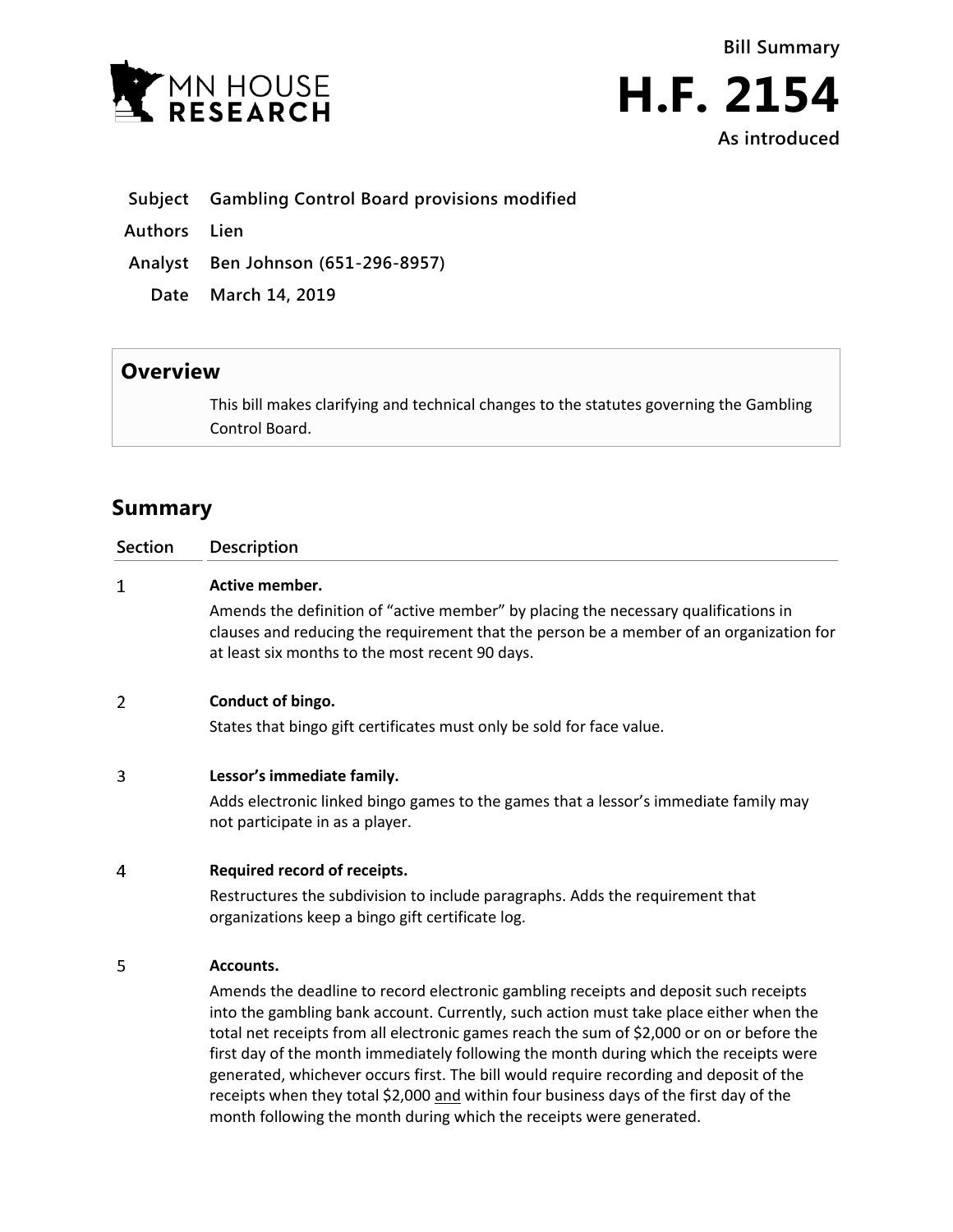MN HOUSE RESEARCH

Bill Summary

# H.F. 2154

As introduced

**Subject** Gambling Control Board provisions modified

**Authors** Lien

**Analyst** Ben Johnson (651-296-8957)

**Date** March 14, 2019

## Overview

This bill makes clarifying and technical changes to the statutes governing the Gambling Control Board.

## Summary

| Section | Description |
|---|---|
| 1 | **Active member.**<br>Amends the definition of "active member" by placing the necessary qualifications in clauses and reducing the requirement that the person be a member of an organization for at least six months to the most recent 90 days. |
| 2 | **Conduct of bingo.**<br>States that bingo gift certificates must only be sold for face value. |
| 3 | **Lessor's immediate family.**<br>Adds electronic linked bingo games to the games that a lessor's immediate family may not participate in as a player. |
| 4 | **Required record of receipts.**<br>Restructures the subdivision to include paragraphs. Adds the requirement that organizations keep a bingo gift certificate log. |
| 5 | **Accounts.**<br>Amends the deadline to record electronic gambling receipts and deposit such receipts into the gambling bank account. Currently, such action must take place either when the total net receipts from all electronic games reach the sum of $2,000 or on or before the first day of the month immediately following the month during which the receipts were generated, whichever occurs first. The bill would require recording and deposit of the receipts when they total $2,000 <u>and</u> within four business days of the first day of the month following the month during which the receipts were generated. |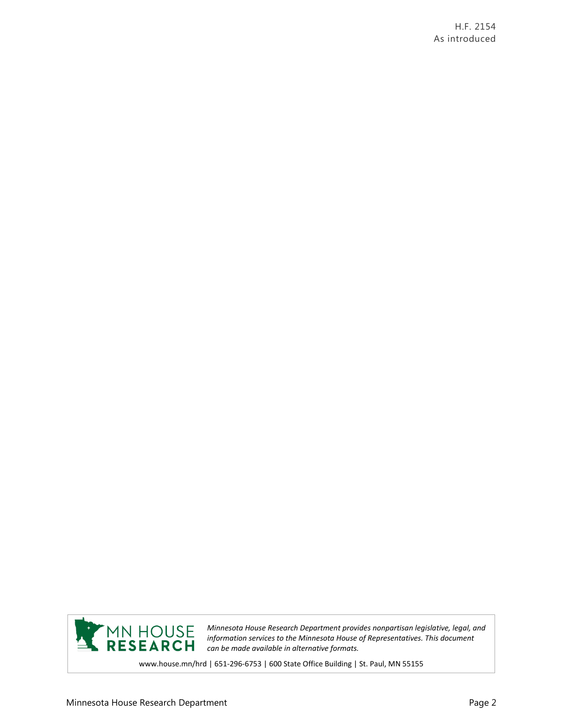MN HOUSE RESEARCH

*Minnesota House Research Department provides nonpartisan legislative, legal, and information services to the Minnesota House of Representatives. This document can be made available in alternative formats.*

www.house.mn/hrd | 651-296-6753 | 600 State Office Building | St. Paul, MN 55155